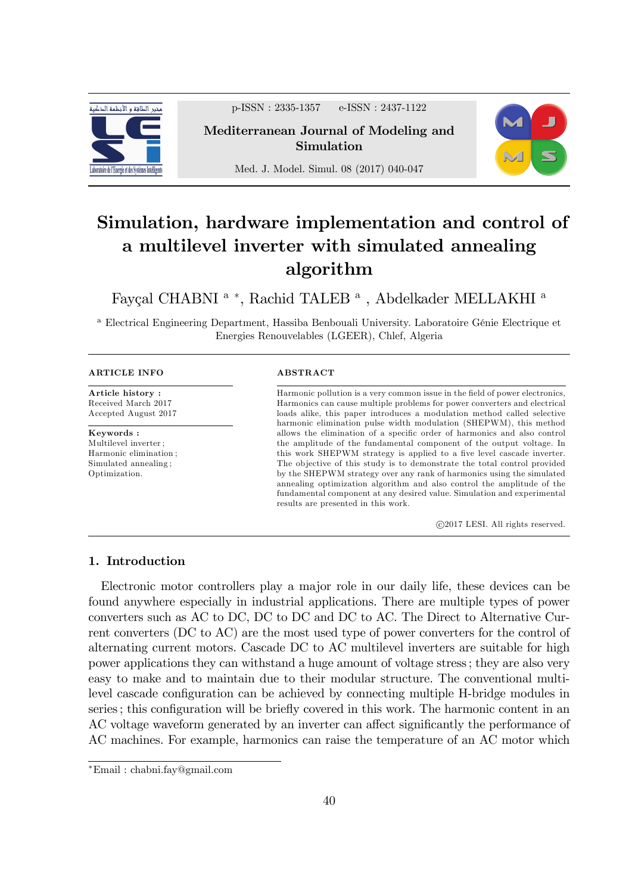# Simulation, hardware implementation and control of a multilevel inverter with simulated annealing algorithm

Fayçal CHABNI [a] *, Rachid TALEB [a] , Abdelkader MELLAKHI [a]

[a] Electrical Engineering Department, Hassiba Benbouali University. Laboratoire Génie Electrique et Energies Renouvelables (LGEER), Chlef, Algeria

**ARTICLE INFO**

**Article history :**
Received March 2017
Accepted August 2017

**Keywords :**
Multilevel inverter ;
Harmonic elimination ;
Simulated annealing ;
Optimization.

**ABSTRACT**

Harmonic pollution is a very common issue in the field of power electronics, Harmonics can cause multiple problems for power converters and electrical loads alike, this paper introduces a modulation method called selective harmonic elimination pulse width modulation (SHEPWM), this method allows the elimination of a specific order of harmonics and also control the amplitude of the fundamental component of the output voltage. In this work SHEPWM strategy is applied to a five level cascade inverter. The objective of this study is to demonstrate the total control provided by the SHEPWM strategy over any rank of harmonics using the simulated annealing optimization algorithm and also control the amplitude of the fundamental component at any desired value. Simulation and experimental results are presented in this work.

©2017 LESI. All rights reserved.

## 1. Introduction

Electronic motor controllers play a major role in our daily life, these devices can be found anywhere especially in industrial applications. There are multiple types of power converters such as AC to DC, DC to DC and DC to AC. The Direct to Alternative Current converters (DC to AC) are the most used type of power converters for the control of alternating current motors. Cascade DC to AC multilevel inverters are suitable for high power applications they can withstand a huge amount of voltage stress ; they are also very easy to make and to maintain due to their modular structure. The conventional multilevel cascade configuration can be achieved by connecting multiple H-bridge modules in series ; this configuration will be briefly covered in this work. The harmonic content in an AC voltage waveform generated by an inverter can affect significantly the performance of AC machines. For example, harmonics can raise the temperature of an AC motor which

*Email : chabni.fay@gmail.com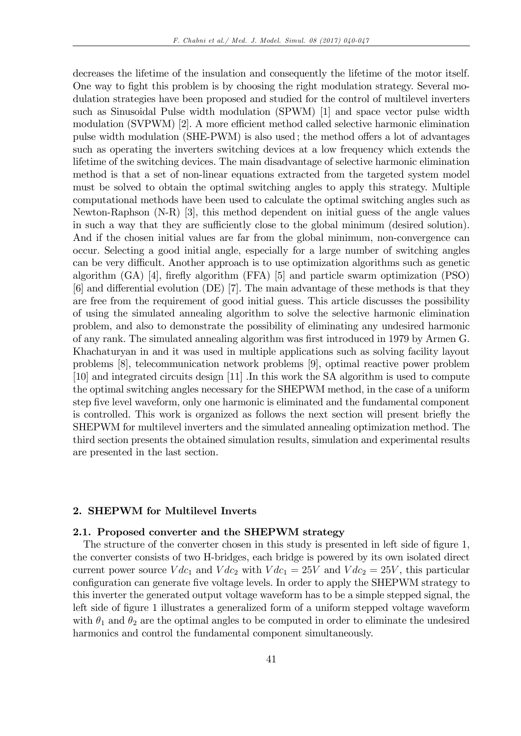decreases the lifetime of the insulation and consequently the lifetime of the motor itself. One way to fight this problem is by choosing the right modulation strategy. Several modulation strategies have been proposed and studied for the control of multilevel inverters such as Sinusoidal Pulse width modulation (SPWM) [1] and space vector pulse width modulation (SVPWM) [2]. A more efficient method called selective harmonic elimination pulse width modulation (SHE-PWM) is also used ; the method offers a lot of advantages such as operating the inverters switching devices at a low frequency which extends the lifetime of the switching devices. The main disadvantage of selective harmonic elimination method is that a set of non-linear equations extracted from the targeted system model must be solved to obtain the optimal switching angles to apply this strategy. Multiple computational methods have been used to calculate the optimal switching angles such as Newton-Raphson (N-R) [3], this method dependent on initial guess of the angle values in such a way that they are sufficiently close to the global minimum (desired solution). And if the chosen initial values are far from the global minimum, non-convergence can occur. Selecting a good initial angle, especially for a large number of switching angles can be very difficult. Another approach is to use optimization algorithms such as genetic algorithm (GA) [4], firefly algorithm (FFA) [5] and particle swarm optimization (PSO) [6] and differential evolution (DE) [7]. The main advantage of these methods is that they are free from the requirement of good initial guess. This article discusses the possibility of using the simulated annealing algorithm to solve the selective harmonic elimination problem, and also to demonstrate the possibility of eliminating any undesired harmonic of any rank. The simulated annealing algorithm was first introduced in 1979 by Armen G. Khachaturyan in and it was used in multiple applications such as solving facility layout problems [8], telecommunication network problems [9], optimal reactive power problem [10] and integrated circuits design [11] .In this work the SA algorithm is used to compute the optimal switching angles necessary for the SHEPWM method, in the case of a uniform step five level waveform, only one harmonic is eliminated and the fundamental component is controlled. This work is organized as follows the next section will present briefly the SHEPWM for multilevel inverters and the simulated annealing optimization method. The third section presents the obtained simulation results, simulation and experimental results are presented in the last section.

## 2. SHEPWM for Multilevel Inverts

### 2.1. Proposed converter and the SHEPWM strategy

The structure of the converter chosen in this study is presented in left side of figure 1, the converter consists of two H-bridges, each bridge is powered by its own isolated direct current power source $Vdc_1$ and $Vdc_2$ with $Vdc_1 = 25V$ and $Vdc_2 = 25V$, this particular configuration can generate five voltage levels. In order to apply the SHEPWM strategy to this inverter the generated output voltage waveform has to be a simple stepped signal, the left side of figure 1 illustrates a generalized form of a uniform stepped voltage waveform with $\theta_1$ and $\theta_2$ are the optimal angles to be computed in order to eliminate the undesired harmonics and control the fundamental component simultaneously.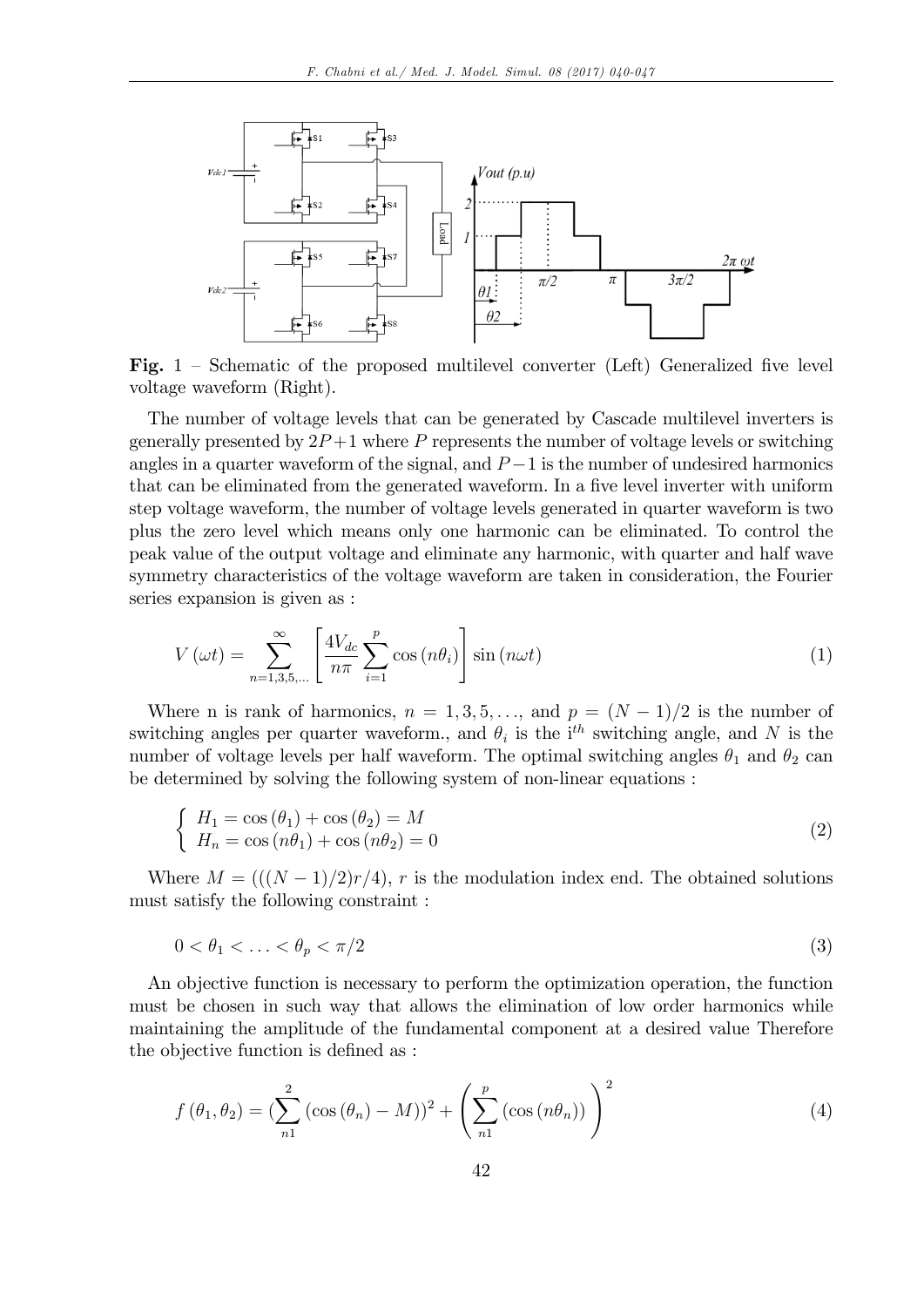**Fig. 1** – Schematic of the proposed multilevel converter (Left) Generalized five level voltage waveform (Right).

The number of voltage levels that can be generated by Cascade multilevel inverters is generally presented by $2P+1$ where $P$ represents the number of voltage levels or switching angles in a quarter waveform of the signal, and $P-1$ is the number of undesired harmonics that can be eliminated from the generated waveform. In a five level inverter with uniform step voltage waveform, the number of voltage levels generated in quarter waveform is two plus the zero level which means only one harmonic can be eliminated. To control the peak value of the output voltage and eliminate any harmonic, with quarter and half wave symmetry characteristics of the voltage waveform are taken in consideration, the Fourier series expansion is given as :

$$V(\omega t) = \sum_{n=1,3,5,\ldots}^{\infty} \left[ \frac{4V_{dc}}{n\pi} \sum_{i=1}^{p} \cos(n\theta_i) \right] \sin(n\omega t) \tag{1}$$

Where n is rank of harmonics, $n = 1, 3, 5, \ldots$, and $p = (N-1)/2$ is the number of switching angles per quarter waveform., and $\theta_i$ is the i$^{th}$ switching angle, and $N$ is the number of voltage levels per half waveform. The optimal switching angles $\theta_1$ and $\theta_2$ can be determined by solving the following system of non-linear equations :

$$\begin{cases} H_1 = \cos(\theta_1) + \cos(\theta_2) = M \\ H_n = \cos(n\theta_1) + \cos(n\theta_2) = 0 \end{cases} \tag{2}$$

Where $M = (((N-1)/2)r/4)$, $r$ is the modulation index end. The obtained solutions must satisfy the following constraint :

$$0 < \theta_1 < \ldots < \theta_p < \pi/2 \tag{3}$$

An objective function is necessary to perform the optimization operation, the function must be chosen in such way that allows the elimination of low order harmonics while maintaining the amplitude of the fundamental component at a desired value Therefore the objective function is defined as :

$$f(\theta_1, \theta_2) = \left(\sum_{n1}^{2} (\cos(\theta_n) - M)\right)^2 + \left( \sum_{n1}^{p} (\cos(n\theta_n)) \right)^2 \tag{4}$$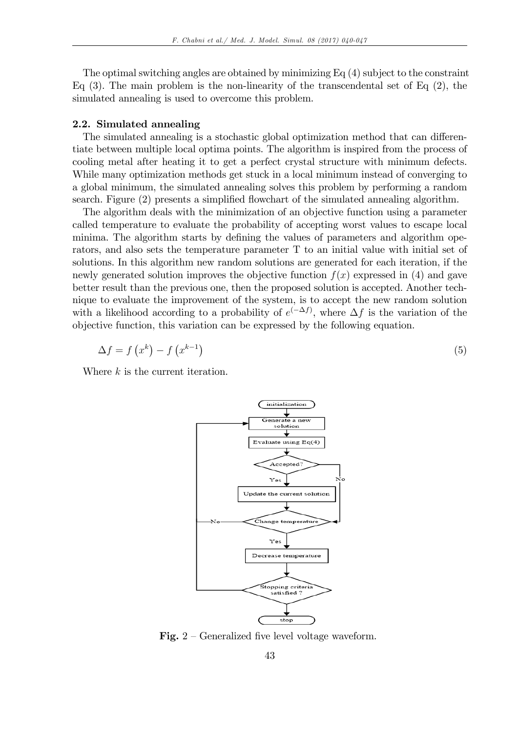The optimal switching angles are obtained by minimizing Eq (4) subject to the constraint Eq (3). The main problem is the non-linearity of the transcendental set of Eq (2), the simulated annealing is used to overcome this problem.

### 2.2. Simulated annealing

The simulated annealing is a stochastic global optimization method that can differentiate between multiple local optima points. The algorithm is inspired from the process of cooling metal after heating it to get a perfect crystal structure with minimum defects. While many optimization methods get stuck in a local minimum instead of converging to a global minimum, the simulated annealing solves this problem by performing a random search. Figure (2) presents a simplified flowchart of the simulated annealing algorithm.

The algorithm deals with the minimization of an objective function using a parameter called temperature to evaluate the probability of accepting worst values to escape local minima. The algorithm starts by defining the values of parameters and algorithm operators, and also sets the temperature parameter T to an initial value with initial set of solutions. In this algorithm new random solutions are generated for each iteration, if the newly generated solution improves the objective function $f(x)$ expressed in (4) and gave better result than the previous one, then the proposed solution is accepted. Another technique to evaluate the improvement of the system, is to accept the new random solution with a likelihood according to a probability of $e^{(-\Delta f)}$, where $\Delta f$ is the variation of the objective function, this variation can be expressed by the following equation.

$$\Delta f = f\left(x^{k}\right) - f\left(x^{k-1}\right) \tag{5}$$

Where $k$ is the current iteration.

initialization → Generate a new solution → Evaluate using Eq(4) → Accepted? (Yes: Update the current solution; No: skip) → Change temperature (No: return to Generate a new solution; Yes: Decrease temperature) → Stopping criteria satisfied ? (No: return to Generate a new solution; Yes: stop)

**Fig.** 2 – Generalized five level voltage waveform.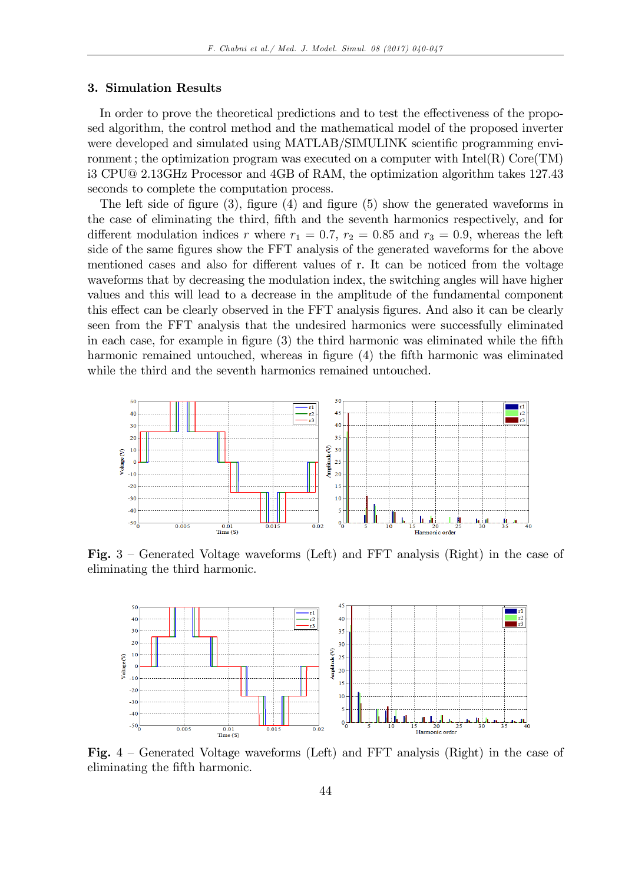## 3. Simulation Results

In order to prove the theoretical predictions and to test the effectiveness of the proposed algorithm, the control method and the mathematical model of the proposed inverter were developed and simulated using MATLAB/SIMULINK scientific programming environment ; the optimization program was executed on a computer with Intel(R) Core(TM) i3 CPU@ 2.13GHz Processor and 4GB of RAM, the optimization algorithm takes 127.43 seconds to complete the computation process.

The left side of figure (3), figure (4) and figure (5) show the generated waveforms in the case of eliminating the third, fifth and the seventh harmonics respectively, and for different modulation indices $r$ where $r_1 = 0.7$, $r_2 = 0.85$ and $r_3 = 0.9$, whereas the left side of the same figures show the FFT analysis of the generated waveforms for the above mentioned cases and also for different values of r. It can be noticed from the voltage waveforms that by decreasing the modulation index, the switching angles will have higher values and this will lead to a decrease in the amplitude of the fundamental component this effect can be clearly observed in the FFT analysis figures. And also it can be clearly seen from the FFT analysis that the undesired harmonics were successfully eliminated in each case, for example in figure (3) the third harmonic was eliminated while the fifth harmonic remained untouched, whereas in figure (4) the fifth harmonic was eliminated while the third and the seventh harmonics remained untouched.

**Fig.** 3 – Generated Voltage waveforms (Left) and FFT analysis (Right) in the case of eliminating the third harmonic.

**Fig.** 4 – Generated Voltage waveforms (Left) and FFT analysis (Right) in the case of eliminating the fifth harmonic.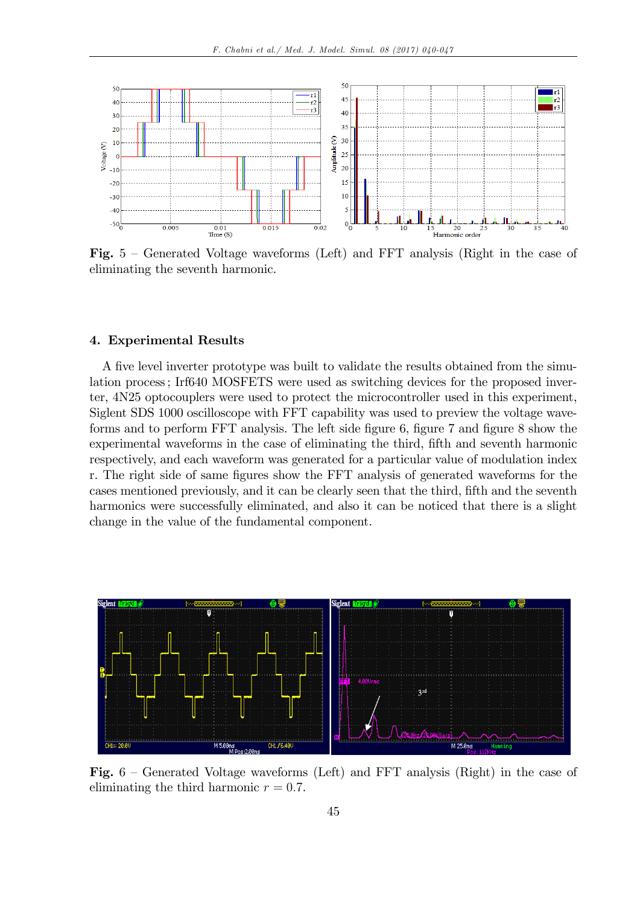**Fig.** 5 – Generated Voltage waveforms (Left) and FFT analysis (Right in the case of eliminating the seventh harmonic.

## 4. Experimental Results

A five level inverter prototype was built to validate the results obtained from the simulation process ; Irf640 MOSFETS were used as switching devices for the proposed inverter, 4N25 optocouplers were used to protect the microcontroller used in this experiment, Siglent SDS 1000 oscilloscope with FFT capability was used to preview the voltage waveforms and to perform FFT analysis. The left side figure 6, figure 7 and figure 8 show the experimental waveforms in the case of eliminating the third, fifth and seventh harmonic respectively, and each waveform was generated for a particular value of modulation index r. The right side of same figures show the FFT analysis of generated waveforms for the cases mentioned previously, and it can be clearly seen that the third, fifth and the seventh harmonics were successfully eliminated, and also it can be noticed that there is a slight change in the value of the fundamental component.

**Fig.** 6 – Generated Voltage waveforms (Left) and FFT analysis (Right) in the case of eliminating the third harmonic $r = 0.7$.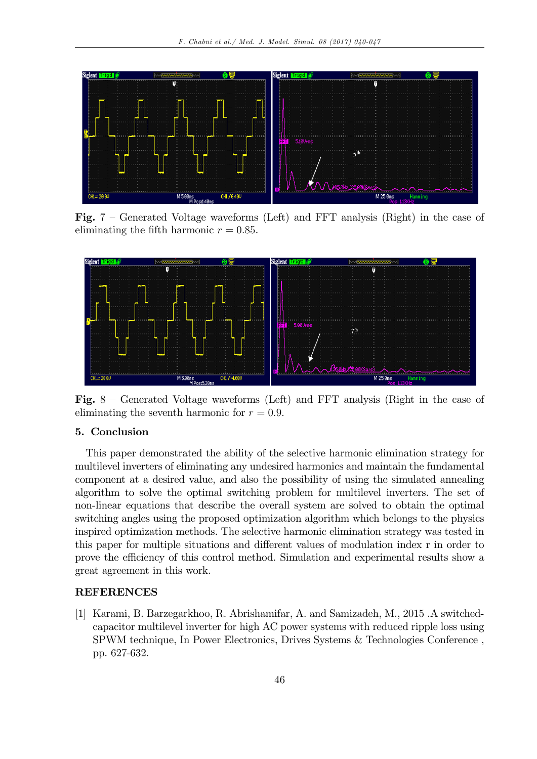**Fig.** 7 – Generated Voltage waveforms (Left) and FFT analysis (Right) in the case of eliminating the fifth harmonic $r = 0.85$.

**Fig.** 8 – Generated Voltage waveforms (Left) and FFT analysis (Right in the case of eliminating the seventh harmonic for $r = 0.9$.

## 5. Conclusion

This paper demonstrated the ability of the selective harmonic elimination strategy for multilevel inverters of eliminating any undesired harmonics and maintain the fundamental component at a desired value, and also the possibility of using the simulated annealing algorithm to solve the optimal switching problem for multilevel inverters. The set of non-linear equations that describe the overall system are solved to obtain the optimal switching angles using the proposed optimization algorithm which belongs to the physics inspired optimization methods. The selective harmonic elimination strategy was tested in this paper for multiple situations and different values of modulation index r in order to prove the efficiency of this control method. Simulation and experimental results show a great agreement in this work.

## REFERENCES

[1] Karami, B. Barzegarkhoo, R. Abrishamifar, A. and Samizadeh, M., 2015 .A switched-capacitor multilevel inverter for high AC power systems with reduced ripple loss using SPWM technique, In Power Electronics, Drives Systems & Technologies Conference , pp. 627-632.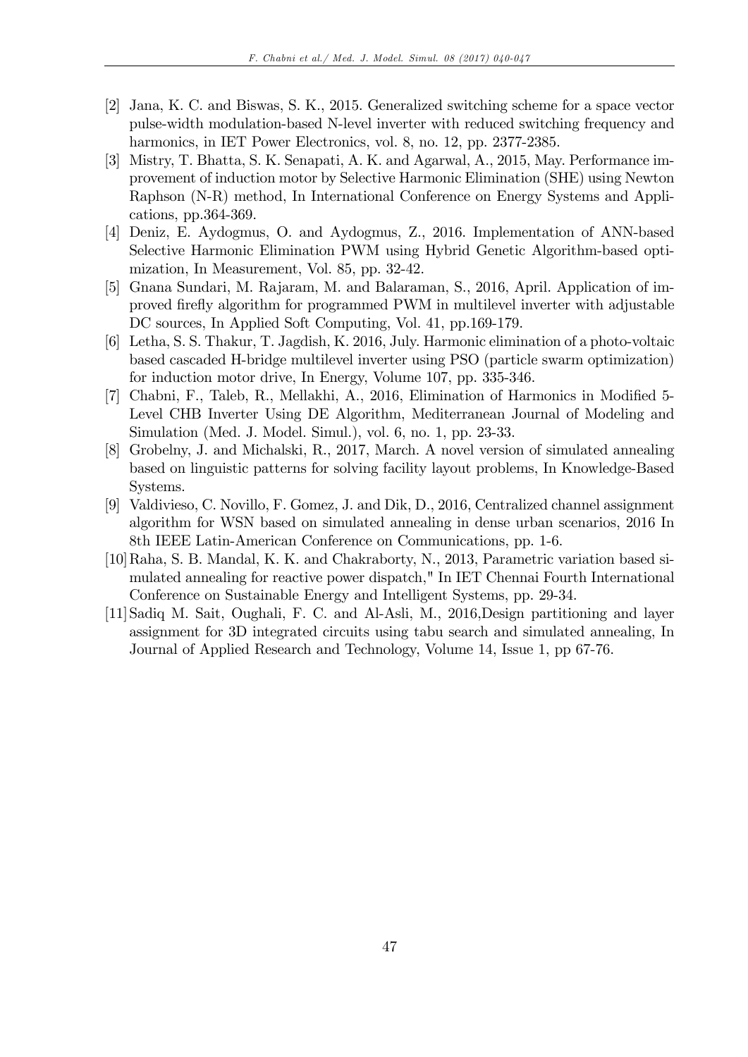[2] Jana, K. C. and Biswas, S. K., 2015. Generalized switching scheme for a space vector pulse-width modulation-based N-level inverter with reduced switching frequency and harmonics, in IET Power Electronics, vol. 8, no. 12, pp. 2377-2385.

[3] Mistry, T. Bhatta, S. K. Senapati, A. K. and Agarwal, A., 2015, May. Performance improvement of induction motor by Selective Harmonic Elimination (SHE) using Newton Raphson (N-R) method, In International Conference on Energy Systems and Applications, pp.364-369.

[4] Deniz, E. Aydogmus, O. and Aydogmus, Z., 2016. Implementation of ANN-based Selective Harmonic Elimination PWM using Hybrid Genetic Algorithm-based optimization, In Measurement, Vol. 85, pp. 32-42.

[5] Gnana Sundari, M. Rajaram, M. and Balaraman, S., 2016, April. Application of improved firefly algorithm for programmed PWM in multilevel inverter with adjustable DC sources, In Applied Soft Computing, Vol. 41, pp.169-179.

[6] Letha, S. S. Thakur, T. Jagdish, K. 2016, July. Harmonic elimination of a photo-voltaic based cascaded H-bridge multilevel inverter using PSO (particle swarm optimization) for induction motor drive, In Energy, Volume 107, pp. 335-346.

[7] Chabni, F., Taleb, R., Mellakhi, A., 2016, Elimination of Harmonics in Modified 5-Level CHB Inverter Using DE Algorithm, Mediterranean Journal of Modeling and Simulation (Med. J. Model. Simul.), vol. 6, no. 1, pp. 23-33.

[8] Grobelny, J. and Michalski, R., 2017, March. A novel version of simulated annealing based on linguistic patterns for solving facility layout problems, In Knowledge-Based Systems.

[9] Valdivieso, C. Novillo, F. Gomez, J. and Dik, D., 2016, Centralized channel assignment algorithm for WSN based on simulated annealing in dense urban scenarios, 2016 In 8th IEEE Latin-American Conference on Communications, pp. 1-6.

[10] Raha, S. B. Mandal, K. K. and Chakraborty, N., 2013, Parametric variation based simulated annealing for reactive power dispatch," In IET Chennai Fourth International Conference on Sustainable Energy and Intelligent Systems, pp. 29-34.

[11] Sadiq M. Sait, Oughali, F. C. and Al-Asli, M., 2016,Design partitioning and layer assignment for 3D integrated circuits using tabu search and simulated annealing, In Journal of Applied Research and Technology, Volume 14, Issue 1, pp 67-76.